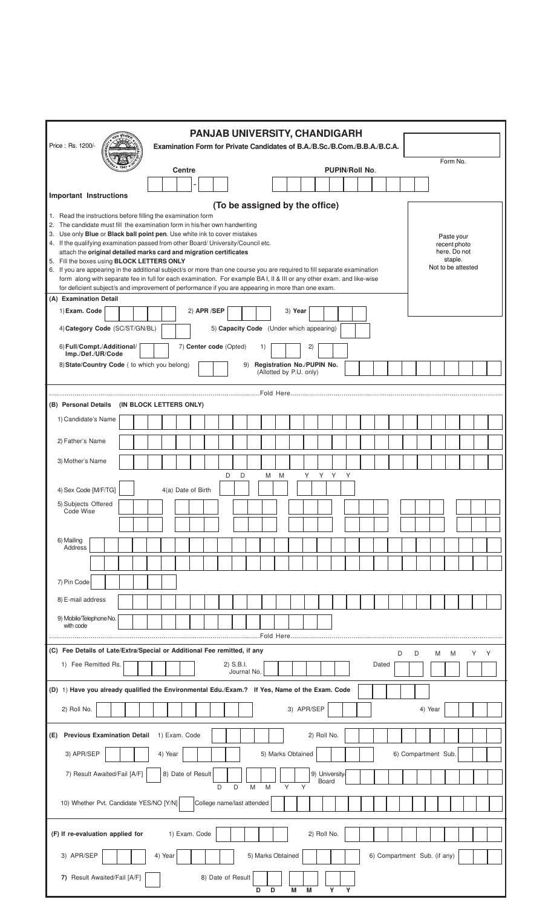Price : Rs. 1200/-

# PANJAB UNIVERSITY, CHANDIGARH

**Examination Form for Private Candidates of B.A./B.Sc./B.Com./B.B.A./B.C.A.**

Form No.

**Centre** - **PUPIN/Roll No.**

**(To be assigned by the office)**

**Important Instructions**

1. Read the instructions before filling the examination form
2. The candidate must fill the examination form in his/her own handwriting
3. Use only **Blue** or **Black ball point pen**. Use white ink to cover mistakes
4. If the qualifying examination passed from other Board/ University/Council etc. attach the **original detailed marks card and migration certificates**
5. Fill the boxes using **BLOCK LETTERS ONLY**
6. If you are appearing in the additional subject/s or more than one course you are required to fill separate examination form along with separate fee in full for each examination. For example BA I, II & III or any other exam. and like-wise for deficient subject/s and improvement of performance if you are appearing in more than one exam.

Paste your recent photo here. Do not staple. Not to be attested

**(A) Examination Detail**

1) **Exam. Code** 2) **APR /SEP** 3) **Year**

4) **Category Code** (SC/ST/GN/BL) 5) **Capacity Code** (Under which appearing)

6) **Full/Compt./Additional/ Imp./Def./UR/Code** 7) **Center code** (Opted) 1) 2)

8) **State/Country Code** ( to which you belong) 9) **Registration No./PUPIN No.** (Allotted by P.U. only)

Fold Here

**(B) Personal Details (IN BLOCK LETTERS ONLY)**

1) Candidate's Name

2) Father's Name

3) Mother's Name

4) Sex Code [M/F/TG] 4(a) Date of Birth D D M M Y Y Y Y

5) Subjects Offered Code Wise

6) Mailing Address

7) Pin Code

8) E-mail address

9) Mobile/Telephone No. with code

Fold Here

**(C) Fee Details of Late/Extra/Special or Additional Fee remitted, if any**

1) Fee Remitted Rs. 2) S.B.I. Journal No. Dated D D M M Y Y

**(D)** 1) **Have you already qualified the Environmental Edu./Exam.? If Yes, Name of the Exam. Code**

2) Roll No. 3) APR/SEP 4) Year

**(E) Previous Examination Detail** 1) Exam. Code 2) Roll No.

3) APR/SEP 4) Year 5) Marks Obtained 6) Compartment Sub.

7) Result Awaited/Fail [A/F] 8) Date of Result D D M M Y Y 9) University/ Board

10) Whether Pvt. Candidate YES/NO [Y/N] College name/last attended

**(F) If re-evaluation applied for** 1) Exam. Code 2) Roll No.

3) APR/SEP 4) Year 5) Marks Obtained 6) Compartment Sub. (if any)

**7)** Result Awaited/Fail [A/F] 8) Date of Result **D D M M Y Y**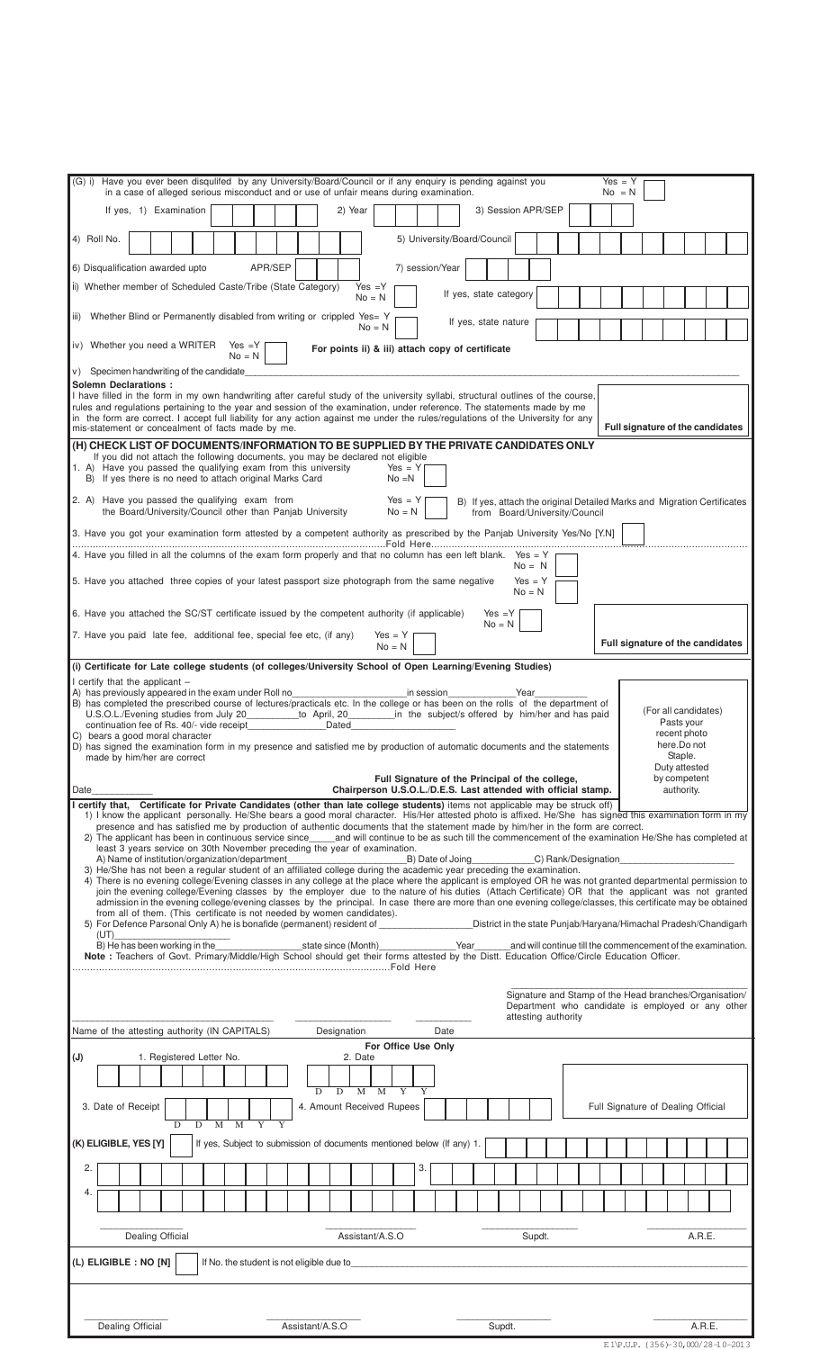(G) i) Have you ever been disqulifed by any University/Board/Council or if any enquiry is pending against you in a case of alleged serious misconduct and or use of unfair means during examination. Yes = Y No = N

If yes, 1) Examination | 2) Year | 3) Session APR/SEP

4) Roll No. | 5) University/Board/Council

6) Disqualification awarded upto APR/SEP | 7) session/Year

ii) Whether member of Scheduled Caste/Tribe (State Category) Yes =Y No = N | If yes, state category

iii) Whether Blind or Permanently disabled from writing or crippled Yes= Y No = N | If yes, state nature

iv) Whether you need a WRITER Yes =Y No = N | **For points ii) & iii) attach copy of certificate**

v) Specimen handwriting of the candidate_______________________________________________

**Solemn Declarations :**
I have filled in the form in my own handwriting after careful study of the university syllabi, structural outlines of the course, rules and regulations pertaining to the year and session of the examination, under reference. The statements made by me in the form are correct. I accept full liability for any action against me under the rules/regulations of the University for any mis-statement or concealment of facts made by me.

**Full signature of the candidates**

## (H) CHECK LIST OF DOCUMENTS/INFORMATION TO BE SUPPLIED BY THE PRIVATE CANDIDATES ONLY

If you did not attach the following documents, you may be declared not eligible

1. A) Have you passed the qualifying exam from this university Yes = Y No =N
   B) If yes there is no need to attach original Marks Card
2. A) Have you passed the qualifying exam from the Board/University/Council other than Panjab University Yes = Y No = N
   B) If yes, attach the original Detailed Marks and Migration Certificates from Board/University/Council
3. Have you got your examination form attested by a competent authority as prescribed by the Panjab University Yes/No [Y.N]

.......................................................................................................Fold Here.......................................................................................................

4. Have you filled in all the columns of the exam form properly and that no column has een left blank. Yes = Y No = N
5. Have you attached three copies of your latest passport size photograph from the same negative Yes = Y No = N
6. Have you attached the SC/ST certificate issued by the competent authority (if applicable) Yes =Y No = N
7. Have you paid late fee, additional fee, special fee etc, (if any) Yes = Y No = N

**Full signature of the candidates**

## (I) Certificate for Late college students (of colleges/University School of Open Learning/Evening Studies)

I certify that the applicant –

A) has previously appeared in the exam under Roll no_______________in session___________Year_________

B) has completed the prescribed course of lectures/practicals etc. In the college or has been on the rolls of the department of U.S.O.L./Evening studies from July 20_________to April, 20________in the subject/s offered by him/her and has paid continuation fee of Rs. 40/- vide receipt_____________Dated_______________

C) bears a good moral character

D) has signed the examination form in my presence and satisfied me by production of automatic documents and the statements made by him/her are correct

(For all candidates) Pasts your recent photo here.Do not Staple. Duty attested by competent authority.

Date___________

**Full Signature of the Principal of the college, Chairperson U.S.O.L./D.E.S. Last attended with official stamp.**

**I certify that, Certificate for Private Candidates (other than late college students)** items not applicable may be struck off)

1) I know the applicant personally. He/She bears a good moral character. His/Her attested photo is affixed. He/She has signed this examination form in my presence and has satisfied me by production of authentic documents that the statement made by him/her in the form are correct.
2) The applicant has been in continuous service since_____and will continue to be as such till the commencement of the examination He/She has completed at least 3 years service on 30th November preceding the year of examination.
   A) Name of institution/organization/department_______________________B) Date of Joing___________C) Rank/Designation____________________
3) He/She has not been a regular student of an affiliated college during the academic year preceding the examination.
4) There is no evening college/Evening classes in any college at the place where the applicant is employed OR he was not granted departmental permission to join the evening college/Evening classes by the employer due to the nature of his duties (Attach Certificate) OR that the applicant was not granted admission in the evening college/evening classes by the principal. In case there are more than one evening college/classes, this certificate may be obtained from all of them. (This certificate is not needed by women candidates).
5) For Defence Parsonal Only A) he is bonafide (permanent) resident of _________________District in the state Punjab/Haryana/Himachal Pradesh/Chandigarh (UT)____________
   B) He has been working in the_______________state since (Month)______________Year______and will continue till the commencement of the examination.

**Note :** Teachers of Govt. Primary/Middle/High School should get their forms attested by the Distt. Education Office/Circle Education Officer.

.......................................................................................................Fold Here

Signature and Stamp of the Head branches/Organisation/ Department who candidate is employed or any other attesting authority

Name of the attesting authority (IN CAPITALS) | Designation | Date

## For Office Use Only

(J) 1. Registered Letter No. | 2. Date (D D M M Y Y)

3. Date of Receipt (D D M M Y Y) | 4. Amount Received Rupees | Full Signature of Dealing Official

(K) ELIGIBLE, YES [Y] | If yes, Subject to submission of documents mentioned below (If any) 1.

2. | 3.

4.

Dealing Official | Assistant/A.S.O | Supdt. | A.R.E.

(L) ELIGIBLE : NO [N] | If No. the student is not eligible due to_______________________________________________

Dealing Official | Assistant/A.S.O | Supdt. | A.R.E.

E1\P.U.P. (356)-30,000/28-10-2013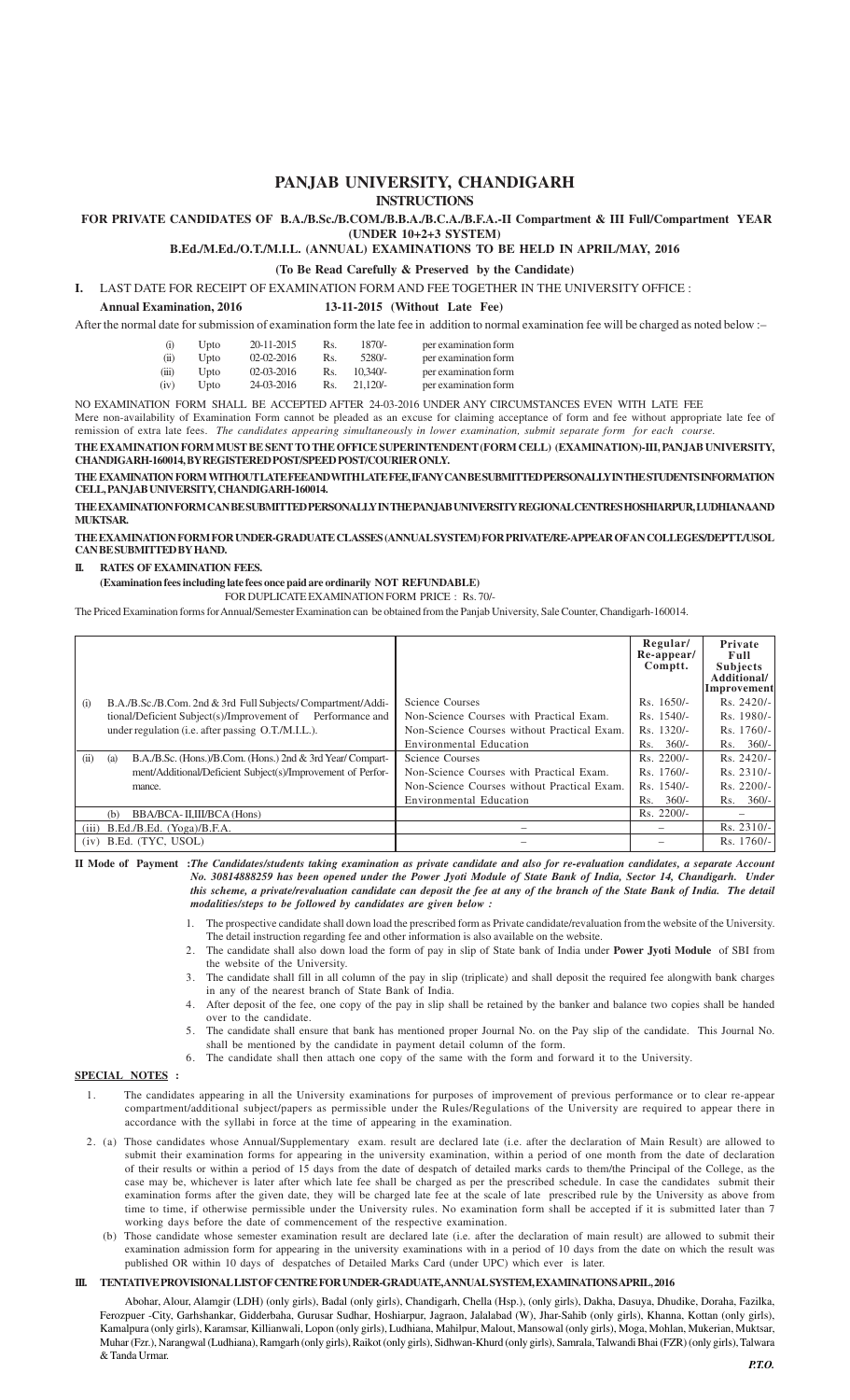# PANJAB UNIVERSITY, CHANDIGARH

## INSTRUCTIONS

### FOR PRIVATE CANDIDATES OF B.A./B.Sc./B.COM./B.B.A./B.C.A./B.F.A.-II Compartment & III Full/Compartment YEAR (UNDER 10+2+3 SYSTEM)

### B.Ed./M.Ed./O.T./M.I.L. (ANNUAL) EXAMINATIONS TO BE HELD IN APRIL/MAY, 2016

**(To Be Read Carefully & Preserved by the Candidate)**

**I.** LAST DATE FOR RECEIPT OF EXAMINATION FORM AND FEE TOGETHER IN THE UNIVERSITY OFFICE :

**Annual Examination, 2016** **13-11-2015 (Without Late Fee)**

After the normal date for submission of examination form the late fee in addition to normal examination fee will be charged as noted below :–

| | | | | |
|---|---|---|---|---|
| (i) | Upto | 20-11-2015 | Rs. 1870/- | per examination form |
| (ii) | Upto | 02-02-2016 | Rs. 5280/- | per examination form |
| (iii) | Upto | 02-03-2016 | Rs. 10,340/- | per examination form |
| (iv) | Upto | 24-03-2016 | Rs. 21,120/- | per examination form |

NO EXAMINATION FORM SHALL BE ACCEPTED AFTER 24-03-2016 UNDER ANY CIRCUMSTANCES EVEN WITH LATE FEE

Mere non-availability of Examination Form cannot be pleaded as an excuse for claiming acceptance of form and fee without appropriate late fee of remission of extra late fees. *The candidates appearing simultaneously in lower examination, submit separate form for each course.*

**THE EXAMINATION FORM MUST BE SENT TO THE OFFICE SUPERINTENDENT (FORM CELL) (EXAMINATION)-III, PANJAB UNIVERSITY, CHANDIGARH-160014, BY REGISTERED POST/SPEED POST/COURIER ONLY.**

**THE EXAMINATION FORM WITHOUT LATE FEE AND WITH LATE FEE, IF ANY CAN BE SUBMITTED PERSONALLY IN THE STUDENTS INFORMATION CELL, PANJAB UNIVERSITY, CHANDIGARH-160014.**

**THE EXAMINATION FORM CAN BE SUBMITTED PERSONALLY IN THE PANJAB UNIVERSITY REGIONAL CENTRES HOSHIARPUR, LUDHIANA AND MUKTSAR.**

**THE EXAMINATION FORM FOR UNDER-GRADUATE CLASSES (ANNUAL SYSTEM) FOR PRIVATE/RE-APPEAR OF AN COLLEGES/DEPTT./USOL CAN BE SUBMITTED BY HAND.**

**II. RATES OF EXAMINATION FEES.**

**(Examination fees including late fees once paid are ordinarily NOT REFUNDABLE)**

FOR DUPLICATE EXAMINATION FORM PRICE : Rs. 70/-

The Priced Examination forms for Annual/Semester Examination can be obtained from the Panjab University, Sale Counter, Chandigarh-160014.

| | | | Regular/ Re-appear/ Comptt. | Private Full Subjects Additional/ Improvement |
|---|---|---|---|---|
| (i) | B.A./B.Sc./B.Com. 2nd & 3rd Full Subjects/ Compartment/Additional/Deficient Subject(s)/Improvement of Performance and under regulation (i.e. after passing O.T./M.I.L.). | Science Courses | Rs. 1650/- | Rs. 2420/- |
| | | Non-Science Courses with Practical Exam. | Rs. 1540/- | Rs. 1980/- |
| | | Non-Science Courses without Practical Exam. | Rs. 1320/- | Rs. 1760/- |
| | | Environmental Education | Rs. 360/- | Rs. 360/- |
| (ii) | (a) B.A./B.Sc. (Hons.)/B.Com. (Hons.) 2nd & 3rd Year/ Compartment/Additional/Deficient Subject(s)/Improvement of Performance. | Science Courses | Rs. 2200/- | Rs. 2420/- |
| | | Non-Science Courses with Practical Exam. | Rs. 1760/- | Rs. 2310/- |
| | | Non-Science Courses without Practical Exam. | Rs. 1540/- | Rs. 2200/- |
| | | Environmental Education | Rs. 360/- | Rs. 360/- |
| | (b) BBA/BCA- II,III/BCA (Hons) | | Rs. 2200/- | – |
| (iii) | B.Ed./B.Ed. (Yoga)/B.F.A. | – | – | Rs. 2310/- |
| (iv) | B.Ed. (TYC, USOL) | – | – | Rs. 1760/- |

**II Mode of Payment :** ***The Candidates/students taking examination as private candidate and also for re-evaluation candidates, a separate Account No. 30814888259 has been opened under the Power Jyoti Module of State Bank of India, Sector 14, Chandigarh. Under this scheme, a private/revaluation candidate can deposit the fee at any of the branch of the State Bank of India. The detail modalities/steps to be followed by candidates are given below :***

1. The prospective candidate shall down load the prescribed form as Private candidate/revaluation from the website of the University. The detail instruction regarding fee and other information is also available on the website.
2. The candidate shall also down load the form of pay in slip of State bank of India under **Power Jyoti Module** of SBI from the website of the University.
3. The candidate shall fill in all column of the pay in slip (triplicate) and shall deposit the required fee alongwith bank charges in any of the nearest branch of State Bank of India.
4. After deposit of the fee, one copy of the pay in slip shall be retained by the banker and balance two copies shall be handed over to the candidate.
5. The candidate shall ensure that bank has mentioned proper Journal No. on the Pay slip of the candidate. This Journal No. shall be mentioned by the candidate in payment detail column of the form.
6. The candidate shall then attach one copy of the same with the form and forward it to the University.

**SPECIAL NOTES :**

1. The candidates appearing in all the University examinations for purposes of improvement of previous performance or to clear re-appear compartment/additional subject/papers as permissible under the Rules/Regulations of the University are required to appear there in accordance with the syllabi in force at the time of appearing in the examination.

2. (a) Those candidates whose Annual/Supplementary exam. result are declared late (i.e. after the declaration of Main Result) are allowed to submit their examination forms for appearing in the university examination, within a period of one month from the date of declaration of their results or within a period of 15 days from the date of despatch of detailed marks cards to them/the Principal of the College, as the case may be, whichever is later after which late fee shall be charged as per the prescribed schedule. In case the candidates submit their examination forms after the given date, they will be charged late fee at the scale of late prescribed rule by the University as above from time to time, if otherwise permissible under the University rules. No examination form shall be accepted if it is submitted later than 7 working days before the date of commencement of the respective examination.

   (b) Those candidate whose semester examination result are declared late (i.e. after the declaration of main result) are allowed to submit their examination admission form for appearing in the university examinations with in a period of 10 days from the date on which the result was published OR within 10 days of despatches of Detailed Marks Card (under UPC) which ever is later.

**III. TENTATIVE PROVISIONAL LIST OF CENTRE FOR UNDER-GRADUATE, ANNUAL SYSTEM, EXAMINATIONS APRIL, 2016**

Abohar, Alour, Alamgir (LDH) (only girls), Badal (only girls), Chandigarh, Chella (Hsp.), (only girls), Dakha, Dasuya, Dhudike, Doraha, Fazilka, Ferozpuer -City, Garhshankar, Gidderbaha, Gurusar Sudhar, Hoshiarpur, Jagraon, Jalalabad (W), Jhar-Sahib (only girls), Khanna, Kottan (only girls), Kamalpura (only girls), Karamsar, Killianwali, Lopon (only girls), Ludhiana, Mahilpur, Malout, Mansowal (only girls), Moga, Mohlan, Mukerian, Muktsar, Muhar (Fzr.), Narangwal (Ludhiana), Ramgarh (only girls), Raikot (only girls), Sidhwan-Khurd (only girls), Samrala, Talwandi Bhai (FZR) (only girls), Talwara & Tanda Urmar.

***P.T.O.***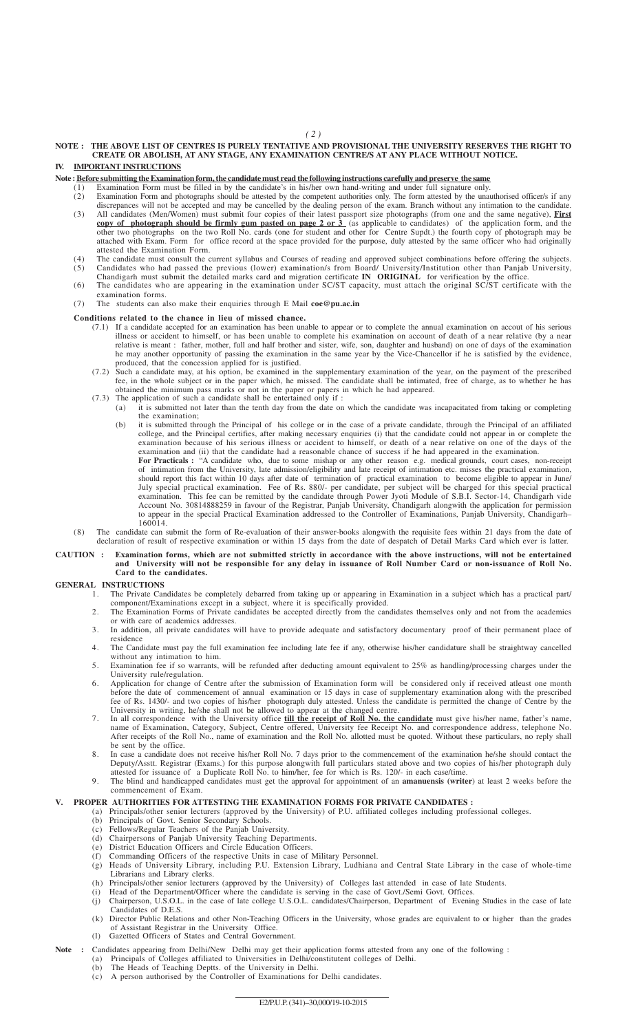**NOTE : THE ABOVE LIST OF CENTRES IS PURELY TENTATIVE AND PROVISIONAL THE UNIVERSITY RESERVES THE RIGHT TO CREATE OR ABOLISH, AT ANY STAGE, ANY EXAMINATION CENTRE/S AT ANY PLACE WITHOUT NOTICE.**

## IV. IMPORTANT INSTRUCTIONS

**Note : Before submitting the Examination form, the candidate must read the following instructions carefully and preserve the same**

(1) Examination Form must be filled in by the candidate's in his/her own hand-writing and under full signature only.

(2) Examination Form and photographs should be attested by the competent authorities only. The form attested by the unauthorised officer/s if any discrepances will not be accepted and may be cancelled by the dealing person of the exam. Branch without any intimation to the candidate.

(3) All candidates (Men/Women) must submit four copies of their latest passport size photographs (from one and the same negative), **First copy of photograph should be firmly gum pasted on page 2 or 3** (as applicable to candidates) of the application form, and the other two photographs on the two Roll No. cards (one for student and other for Centre Supdt.) the fourth copy of photograph may be attached with Exam. Form for office record at the space provided for the purpose, duly attested by the same officer who had originally attested the Examination Form.

(4) The candidate must consult the current syllabus and Courses of reading and approved subject combinations before offering the subjects.

(5) Candidates who had passed the previous (lower) examination/s from Board/ University/Institution other than Panjab University, Chandigarh must submit the detailed marks card and migration certificate **IN ORIGINAL** for verification by the office.

(6) The candidates who are appearing in the examination under SC/ST capacity, must attach the original SC/ST certificate with the examination forms.

(7) The students can also make their enquiries through E Mail **coe@pu.ac.in**

**Conditions related to the chance in lieu of missed chance.**

(7.1) If a candidate accepted for an examination has been unable to appear or to complete the annual examination on accout of his serious illness or accident to himself, or has been unable to complete his examination on account of death of a near relative (by a near relative is meant : father, mother, full and half brother and sister, wife, son, daughter and husband) on one of days of the examination he may another opportunity of passing the examination in the same year by the Vice-Chancellor if he is satisfied by the evidence, produced, that the concession applied for is justified.

(7.2) Such a candidate may, at his option, be examined in the supplementary examination of the year, on the payment of the prescribed fee, in the whole subject or in the paper which, he missed. The candidate shall be intimated, free of charge, as to whether he has obtained the minimum pass marks or not in the paper or papers in which he had appeared.

(7.3) The application of such a candidate shall be entertained only if :

(a) it is submitted not later than the tenth day from the date on which the candidate was incapacitated from taking or completing the examination;

(b) it is submitted through the Principal of his college or in the case of a private candidate, through the Principal of an affiliated college, and the Principal certifies, after making necessary enquiries (i) that the candidate could not appear in or complete the examination because of his serious illness or accident to himself, or death of a near relative on one of the days of the examination and (ii) that the candidate had a reasonable chance of success if he had appeared in the examination.

**For Practicals :** "A candidate who, due to some mishap or any other reason e.g. medical grounds, court cases, non-receipt of intimation from the University, late admission/eligibility and late receipt of intimation etc. misses the practical examination, should report this fact within 10 days after date of termination of practical examination to become eligible to appear in June/ July special practical examination. Fee of Rs. 880/- per candidate, per subject will be charged for this special practical examination. This fee can be remitted by the candidate through Power Jyoti Module of S.B.I. Sector-14, Chandigarh vide Account No. 30814888259 in favour of the Registrar, Panjab University, Chandigarh alongwith the application for permission to appear in the special Practical Examination addressed to the Controller of Examinations, Panjab University, Chandigarh–160014.

(8) The candidate can submit the form of Re-evaluation of their answer-books alongwith the requisite fees within 21 days from the date of declaration of result of respective examination or within 15 days from the date of despatch of Detail Marks Card which ever is latter.

**CAUTION : Examination forms, which are not submitted strictly in accordance with the above instructions, will not be entertained and University will not be responsible for any delay in issuance of Roll Number Card or non-issuance of Roll No. Card to the candidates.**

**GENERAL INSTRUCTIONS**

1. The Private Candidates be completely debarred from taking up or appearing in Examination in a subject which has a practical part/ component/Examinations except in a subject, where it is specifically provided.
2. The Examination Forms of Private candidates be accepted directly from the candidates themselves only and not from the academics or with care of academics addresses.
3. In addition, all private candidates will have to provide adequate and satisfactory documentary proof of their permanent place of residence
4. The Candidate must pay the full examination fee including late fee if any, otherwise his/her candidature shall be straightway cancelled without any intimation to him.
5. Examination fee if so warrants, will be refunded after deducting amount equivalent to 25% as handling/processing charges under the University rule/regulation.
6. Application for change of Centre after the submission of Examination form will be considered only if received atleast one month before the date of commencement of annual examination or 15 days in case of supplementary examination along with the prescribed fee of Rs. 1430/- and two copies of his/her photograph duly attested. Unless the candidate is permitted the change of Centre by the University in writing, he/she shall not be allowed to appear at the changed centre.
7. In all correspondence with the University office **till the receipt of Roll No. the candidate** must give his/her name, father's name, name of Examination, Category, Subject, Centre offered, University fee Receipt No. and correspondence address, telephone No. After receipts of the Roll No., name of examination and the Roll No. allotted must be quoted. Without these particulars, no reply shall be sent by the office.
8. In case a candidate does not receive his/her Roll No. 7 days prior to the commencement of the examination he/she should contact the Deputy/Asstt. Registrar (Exams.) for this purpose alongwith full particulars stated above and two copies of his/her photograph duly attested for issuance of a Duplicate Roll No. to him/her, fee for which is Rs. 120/- in each case/time.
9. The blind and handicapped candidates must get the approval for appointment of an **amanuensis (writer**) at least 2 weeks before the commencement of Exam.

## V. PROPER AUTHORITIES FOR ATTESTING THE EXAMINATION FORMS FOR PRIVATE CANDIDATES :

(a) Principals/other senior lecturers (approved by the University) of P.U. affiliated colleges including professional colleges.
(b) Principals of Govt. Senior Secondary Schools.
(c) Fellows/Regular Teachers of the Panjab University.
(d) Chairpersons of Panjab University Teaching Departments.
(e) District Education Officers and Circle Education Officers.
(f) Commanding Officers of the respective Units in case of Military Personnel.
(g) Heads of University Library, including P.U. Extension Library, Ludhiana and Central State Library in the case of whole-time Librarians and Library clerks.
(h) Principals/other senior lecturers (approved by the University) of Colleges last attended in case of late Students.
(i) Head of the Department/Officer where the candidate is serving in the case of Govt./Semi Govt. Offices.
(j) Chairperson, U.S.O.L. in the case of late college U.S.O.L. candidates/Chairperson, Department of Evening Studies in the case of late Candidates of D.E.S.
(k) Director Public Relations and other Non-Teaching Officers in the University, whose grades are equivalent to or higher than the grades of Assistant Registrar in the University Office.
(l) Gazetted Officers of States and Central Government.

**Note :** Candidates appearing from Delhi/New Delhi may get their application forms attested from any one of the following :
(a) Principals of Colleges affiliated to Universities in Delhi/constitutent colleges of Delhi.
(b) The Heads of Teaching Deptts. of the University in Delhi.
(c) A person authorised by the Controller of Examinations for Delhi candidates.

E2/P.U.P. (341)–30,000/19-10-2015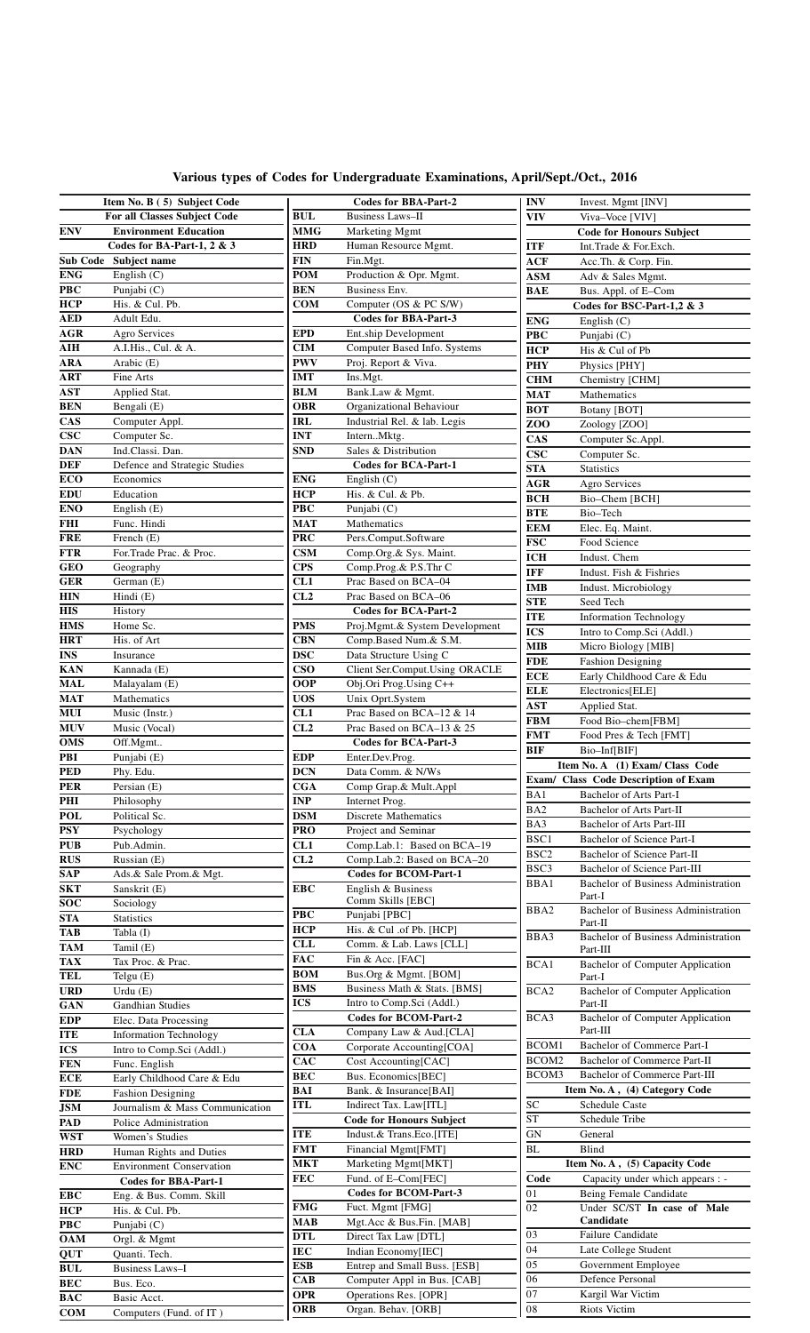# Various types of Codes for Undergraduate Examinations, April/Sept./Oct., 2016

| Item No. B ( 5) Subject Code | |
|---|---|
| **For all Classes Subject Code** | |
| **ENV** | **Environment Education** |
| **Codes for BA-Part-1, 2 & 3** | |
| **Sub Code** | **Subject name** |
| **ENG** | English (C) |
| **PBC** | Punjabi (C) |
| **HCP** | His. & Cul. Pb. |
| **AED** | Adult Edu. |
| **AGR** | Agro Services |
| **AIH** | A.I.His., Cul. & A. |
| **ARA** | Arabic (E) |
| **ART** | Fine Arts |
| **AST** | Applied Stat. |
| **BEN** | Bengali (E) |
| **CAS** | Computer Appl. |
| **CSC** | Computer Sc. |
| **DAN** | Ind.Classi. Dan. |
| **DEF** | Defence and Strategic Studies |
| **ECO** | Economics |
| **EDU** | Education |
| **ENO** | English (E) |
| **FHI** | Func. Hindi |
| **FRE** | French (E) |
| **FTR** | For.Trade Prac. & Proc. |
| **GEO** | Geography |
| **GER** | German (E) |
| **HIN** | Hindi (E) |
| **HIS** | History |
| **HMS** | Home Sc. |
| **HRT** | His. of Art |
| **INS** | Insurance |
| **KAN** | Kannada (E) |
| **MAL** | Malayalam (E) |
| **MAT** | Mathematics |
| **MUI** | Music (Instr.) |
| **MUV** | Music (Vocal) |
| **OMS** | Off.Mgmt.. |
| **PBI** | Punjabi (E) |
| **PED** | Phy. Edu. |
| **PER** | Persian (E) |
| **PHI** | Philosophy |
| **POL** | Political Sc. |
| **PSY** | Psychology |
| **PUB** | Pub.Admin. |
| **RUS** | Russian (E) |
| **SAP** | Ads.& Sale Prom.& Mgt. |
| **SKT** | Sanskrit (E) |
| **SOC** | Sociology |
| **STA** | Statistics |
| **TAB** | Tabla (I) |
| **TAM** | Tamil (E) |
| **TAX** | Tax Proc. & Prac. |
| **TEL** | Telgu (E) |
| **URD** | Urdu (E) |
| **GAN** | Gandhian Studies |
| **EDP** | Elec. Data Processing |
| **ITE** | Information Technology |
| **ICS** | Intro to Comp.Sci (Addl.) |
| **FEN** | Func. English |
| **ECE** | Early Childhood Care & Edu |
| **FDE** | Fashion Designing |
| **JSM** | Journalism & Mass Communication |
| **PAD** | Police Administration |
| **WST** | Women's Studies |
| **HRD** | Human Rights and Duties |
| **ENC** | Environment Conservation |
| **Codes for BBA-Part-1** | |
| **EBC** | Eng. & Bus. Comm. Skill |
| **HCP** | His. & Cul. Pb. |
| **PBC** | Punjabi (C) |
| **OAM** | Orgl. & Mgmt |
| **QUT** | Quanti. Tech. |
| **BUL** | Business Laws–I |
| **BEC** | Bus. Eco. |
| **BAC** | Basic Acct. |
| **COM** | Computers (Fund. of IT ) |
| **Codes for BBA-Part-2** | |
| **BUL** | Business Laws–II |
| **MMG** | Marketing Mgmt |
| **HRD** | Human Resource Mgmt. |
| **FIN** | Fin.Mgt. |
| **POM** | Production & Opr. Mgmt. |
| **BEN** | Business Env. |
| **COM** | Computer (OS & PC S/W) |
| **Codes for BBA-Part-3** | |
| **EPD** | Ent.ship Development |
| **CIM** | Computer Based Info. Systems |
| **PWV** | Proj. Report & Viva. |
| **IMT** | Ins.Mgt. |
| **BLM** | Bank.Law & Mgmt. |
| **OBR** | Organizational Behaviour |
| **IRL** | Industrial Rel. & lab. Legis |
| **INT** | Intern..Mktg. |
| **SND** | Sales & Distribution |
| **Codes for BCA-Part-1** | |
| **ENG** | English (C) |
| **HCP** | His. & Cul. & Pb. |
| **PBC** | Punjabi (C) |
| **MAT** | Mathematics |
| **PRC** | Pers.Comput.Software |
| **CSM** | Comp.Org.& Sys. Maint. |
| **CPS** | Comp.Prog.& P.S.Thr C |
| **CL1** | Prac Based on BCA–04 |
| **CL2** | Prac Based on BCA–06 |
| **Codes for BCA-Part-2** | |
| **PMS** | Proj.Mgmt.& System Development |
| **CBN** | Comp.Based Num.& S.M. |
| **DSC** | Data Structure Using C |
| **CSO** | Client Ser.Comput.Using ORACLE |
| **OOP** | Obj.Ori Prog.Using C++ |
| **UOS** | Unix Oprt.System |
| **CL1** | Prac Based on BCA–12 & 14 |
| **CL2** | Prac Based on BCA–13 & 25 |
| **Codes for BCA-Part-3** | |
| **EDP** | Enter.Dev.Prog. |
| **DCN** | Data Comm. & N/Ws |
| **CGA** | Comp Grap.& Mult.Appl |
| **INP** | Internet Prog. |
| **DSM** | Discrete Mathematics |
| **PRO** | Project and Seminar |
| **CL1** | Comp.Lab.1: Based on BCA–19 |
| **CL2** | Comp.Lab.2: Based on BCA–20 |
| **Codes for BCOM-Part-1** | |
| **EBC** | English & Business Comm Skills [EBC] |
| **PBC** | Punjabi [PBC] |
| **HCP** | His. & Cul .of Pb. [HCP] |
| **CLL** | Comm. & Lab. Laws [CLL] |
| **FAC** | Fin & Acc. [FAC] |
| **BOM** | Bus.Org & Mgmt. [BOM] |
| **BMS** | Business Math & Stats. [BMS] |
| **ICS** | Intro to Comp.Sci (Addl.) |
| **Codes for BCOM-Part-2** | |
| **CLA** | Company Law & Aud.[CLA] |
| **COA** | Corporate Accounting[COA] |
| **CAC** | Cost Accounting[CAC] |
| **BEC** | Bus. Economics[BEC] |
| **BAI** | Bank. & Insurance[BAI] |
| **ITL** | Indirect Tax. Law[ITL] |
| **Code for Honours Subject** | |
| **ITE** | Indust.& Trans.Eco.[ITE] |
| **FMT** | Financial Mgmt[FMT] |
| **MKT** | Marketing Mgmt[MKT] |
| **FEC** | Fund. of E–Com[FEC] |
| **Codes for BCOM-Part-3** | |
| **FMG** | Fuct. Mgmt [FMG] |
| **MAB** | Mgt.Acc & Bus.Fin. [MAB] |
| **DTL** | Direct Tax Law [DTL] |
| **IEC** | Indian Economy[IEC] |
| **ESB** | Entrep and Small Buss. [ESB] |
| **CAB** | Computer Appl in Bus. [CAB] |
| **OPR** | Operations Res. [OPR] |
| **ORB** | Organ. Behav. [ORB] |
| **INV** | Invest. Mgmt [INV] |
| **VIV** | Viva–Voce [VIV] |
| **Code for Honours Subject** | |
| **ITF** | Int.Trade & For.Exch. |
| **ACF** | Acc.Th. & Corp. Fin. |
| **ASM** | Adv & Sales Mgmt. |
| **BAE** | Bus. Appl. of E–Com |
| **Codes for BSC-Part-1,2 & 3** | |
| **ENG** | English (C) |
| **PBC** | Punjabi (C) |
| **HCP** | His & Cul of Pb |
| **PHY** | Physics [PHY] |
| **CHM** | Chemistry [CHM] |
| **MAT** | Mathematics |
| **BOT** | Botany [BOT] |
| **ZOO** | Zoology [ZOO] |
| **CAS** | Computer Sc.Appl. |
| **CSC** | Computer Sc. |
| **STA** | Statistics |
| **AGR** | Agro Services |
| **BCH** | Bio–Chem [BCH] |
| **BTE** | Bio–Tech |
| **EEM** | Elec. Eq. Maint. |
| **FSC** | Food Science |
| **ICH** | Indust. Chem |
| **IFF** | Indust. Fish & Fishries |
| **IMB** | Indust. Microbiology |
| **STE** | Seed Tech |
| **ITE** | Information Technology |
| **ICS** | Intro to Comp.Sci (Addl.) |
| **MIB** | Micro Biology [MIB] |
| **FDE** | Fashion Designing |
| **ECE** | Early Childhood Care & Edu |
| **ELE** | Electronics[ELE] |
| **AST** | Applied Stat. |
| **FBM** | Food Bio–chem[FBM] |
| **FMT** | Food Pres & Tech [FMT] |
| **BIF** | Bio–Inf[BIF] |

| Item No. A (1) Exam/ Class Code | |
|---|---|
| **Exam/ Class Code** | **Description of Exam** |
| BA1 | Bachelor of Arts Part-I |
| BA2 | Bachelor of Arts Part-II |
| BA3 | Bachelor of Arts Part-III |
| BSC1 | Bachelor of Science Part-I |
| BSC2 | Bachelor of Science Part-II |
| BSC3 | Bachelor of Science Part-III |
| BBA1 | Bachelor of Business Administration Part-I |
| BBA2 | Bachelor of Business Administration Part-II |
| BBA3 | Bachelor of Business Administration Part-III |
| BCA1 | Bachelor of Computer Application Part-I |
| BCA2 | Bachelor of Computer Application Part-II |
| BCA3 | Bachelor of Computer Application Part-III |
| BCOM1 | Bachelor of Commerce Part-I |
| BCOM2 | Bachelor of Commerce Part-II |
| BCOM3 | Bachelor of Commerce Part-III |

| Item No. A , (4) Category Code | |
|---|---|
| SC | Schedule Caste |
| ST | Schedule Tribe |
| GN | General |
| BL | Blind |

| Item No. A , (5) Capacity Code | |
|---|---|
| **Code** | Capacity under which appears : - |
| 01 | Being Female Candidate |
| 02 | Under SC/ST **In case of Male Candidate** |
| 03 | Failure Candidate |
| 04 | Late College Student |
| 05 | Government Employee |
| 06 | Defence Personal |
| 07 | Kargil War Victim |
| 08 | Riots Victim |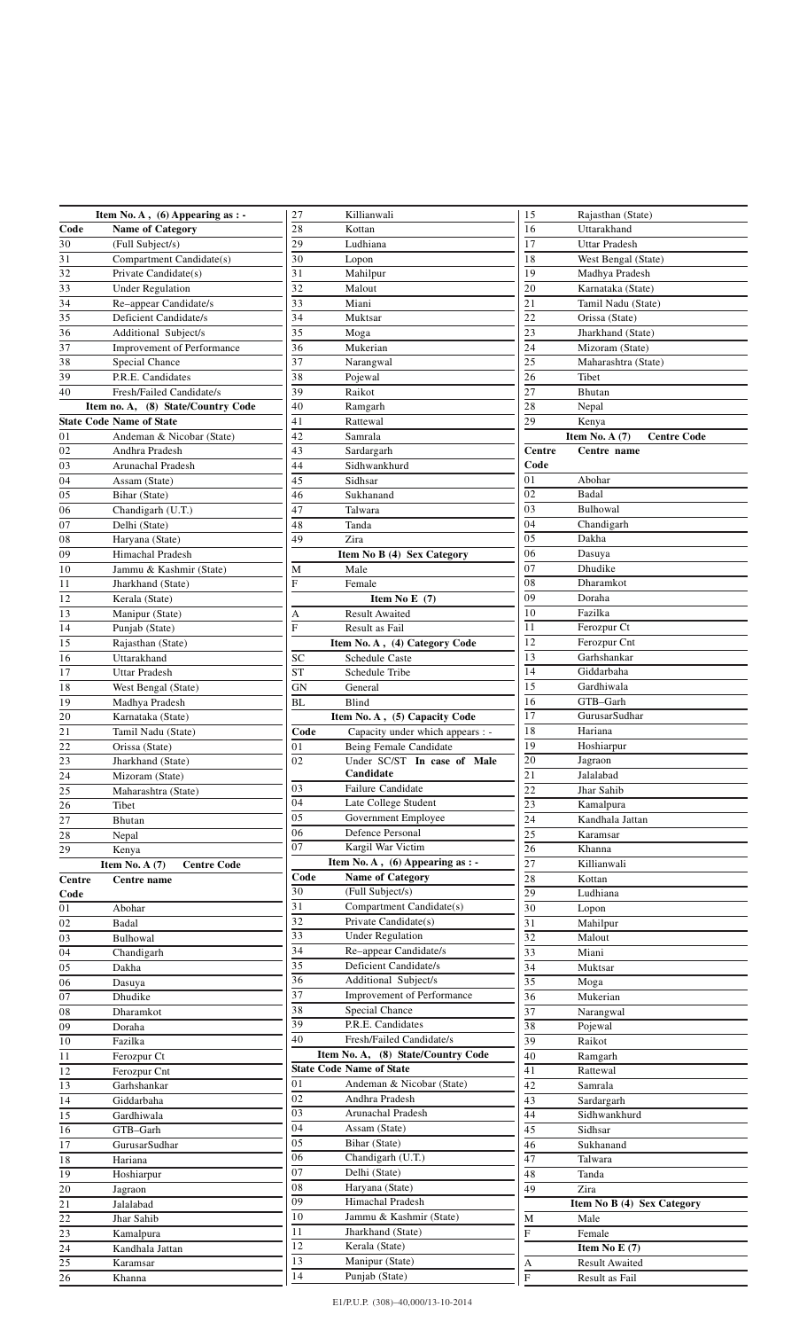**Item No. A , (6) Appearing as : -**

| Code | Name of Category |
|---|---|
| 30 | (Full Subject/s) |
| 31 | Compartment Candidate(s) |
| 32 | Private Candidate(s) |
| 33 | Under Regulation |
| 34 | Re–appear Candidate/s |
| 35 | Deficient Candidate/s |
| 36 | Additional Subject/s |
| 37 | Improvement of Performance |
| 38 | Special Chance |
| 39 | P.R.E. Candidates |
| 40 | Fresh/Failed Candidate/s |

**Item no. A, (8) State/Country Code**

| State Code | Name of State |
|---|---|
| 01 | Andeman & Nicobar (State) |
| 02 | Andhra Pradesh |
| 03 | Arunachal Pradesh |
| 04 | Assam (State) |
| 05 | Bihar (State) |
| 06 | Chandigarh (U.T.) |
| 07 | Delhi (State) |
| 08 | Haryana (State) |
| 09 | Himachal Pradesh |
| 10 | Jammu & Kashmir (State) |
| 11 | Jharkhand (State) |
| 12 | Kerala (State) |
| 13 | Manipur (State) |
| 14 | Punjab (State) |
| 15 | Rajasthan (State) |
| 16 | Uttarakhand |
| 17 | Uttar Pradesh |
| 18 | West Bengal (State) |
| 19 | Madhya Pradesh |
| 20 | Karnataka (State) |
| 21 | Tamil Nadu (State) |
| 22 | Orissa (State) |
| 23 | Jharkhand (State) |
| 24 | Mizoram (State) |
| 25 | Maharashtra (State) |
| 26 | Tibet |
| 27 | Bhutan |
| 28 | Nepal |
| 29 | Kenya |

**Item No. A (7) Centre Code**

| Centre Code | Centre name |
|---|---|
| 01 | Abohar |
| 02 | Badal |
| 03 | Bulhowal |
| 04 | Chandigarh |
| 05 | Dakha |
| 06 | Dasuya |
| 07 | Dhudike |
| 08 | Dharamkot |
| 09 | Doraha |
| 10 | Fazilka |
| 11 | Ferozpur Ct |
| 12 | Ferozpur Cnt |
| 13 | Garhshankar |
| 14 | Giddarbaha |
| 15 | Gardhiwala |
| 16 | GTB–Garh |
| 17 | GurusarSudhar |
| 18 | Hariana |
| 19 | Hoshiarpur |
| 20 | Jagraon |
| 21 | Jalalabad |
| 22 | Jhar Sahib |
| 23 | Kamalpura |
| 24 | Kandhala Jattan |
| 25 | Karamsar |
| 26 | Khanna |
| 27 | Killianwali |
| 28 | Kottan |
| 29 | Ludhiana |
| 30 | Lopon |
| 31 | Mahilpur |
| 32 | Malout |
| 33 | Miani |
| 34 | Muktsar |
| 35 | Moga |
| 36 | Mukerian |
| 37 | Narangwal |
| 38 | Pojewal |
| 39 | Raikot |
| 40 | Ramgarh |
| 41 | Rattewal |
| 42 | Samrala |
| 43 | Sardargarh |
| 44 | Sidhwankhurd |
| 45 | Sidhsar |
| 46 | Sukhanand |
| 47 | Talwara |
| 48 | Tanda |
| 49 | Zira |

**Item No B (4) Sex Category**

| | |
|---|---|
| M | Male |
| F | Female |

**Item No E (7)**

| | |
|---|---|
| A | Result Awaited |
| F | Result as Fail |

**Item No. A , (4) Category Code**

| | |
|---|---|
| SC | Schedule Caste |
| ST | Schedule Tribe |
| GN | General |
| BL | Blind |

**Item No. A , (5) Capacity Code**

| Code | Capacity under which appears : - |
|---|---|
| 01 | Being Female Candidate |
| 02 | Under SC/ST **In case of Male Candidate** |
| 03 | Failure Candidate |
| 04 | Late College Student |
| 05 | Government Employee |
| 06 | Defence Personal |
| 07 | Kargil War Victim |

**Item No. A , (6) Appearing as : -**

| Code | Name of Category |
|---|---|
| 30 | (Full Subject/s) |
| 31 | Compartment Candidate(s) |
| 32 | Private Candidate(s) |
| 33 | Under Regulation |
| 34 | Re–appear Candidate/s |
| 35 | Deficient Candidate/s |
| 36 | Additional Subject/s |
| 37 | Improvement of Performance |
| 38 | Special Chance |
| 39 | P.R.E. Candidates |
| 40 | Fresh/Failed Candidate/s |

**Item No. A, (8) State/Country Code**

| State Code | Name of State |
|---|---|
| 01 | Andeman & Nicobar (State) |
| 02 | Andhra Pradesh |
| 03 | Arunachal Pradesh |
| 04 | Assam (State) |
| 05 | Bihar (State) |
| 06 | Chandigarh (U.T.) |
| 07 | Delhi (State) |
| 08 | Haryana (State) |
| 09 | Himachal Pradesh |
| 10 | Jammu & Kashmir (State) |
| 11 | Jharkhand (State) |
| 12 | Kerala (State) |
| 13 | Manipur (State) |
| 14 | Punjab (State) |
| 15 | Rajasthan (State) |
| 16 | Uttarakhand |
| 17 | Uttar Pradesh |
| 18 | West Bengal (State) |
| 19 | Madhya Pradesh |
| 20 | Karnataka (State) |
| 21 | Tamil Nadu (State) |
| 22 | Orissa (State) |
| 23 | Jharkhand (State) |
| 24 | Mizoram (State) |
| 25 | Maharashtra (State) |
| 26 | Tibet |
| 27 | Bhutan |
| 28 | Nepal |
| 29 | Kenya |

**Item No. A (7) Centre Code**

| Centre Code | Centre name |
|---|---|
| 01 | Abohar |
| 02 | Badal |
| 03 | Bulhowal |
| 04 | Chandigarh |
| 05 | Dakha |
| 06 | Dasuya |
| 07 | Dhudike |
| 08 | Dharamkot |
| 09 | Doraha |
| 10 | Fazilka |
| 11 | Ferozpur Ct |
| 12 | Ferozpur Cnt |
| 13 | Garhshankar |
| 14 | Giddarbaha |
| 15 | Gardhiwala |
| 16 | GTB–Garh |
| 17 | GurusarSudhar |
| 18 | Hariana |
| 19 | Hoshiarpur |
| 20 | Jagraon |
| 21 | Jalalabad |
| 22 | Jhar Sahib |
| 23 | Kamalpura |
| 24 | Kandhala Jattan |
| 25 | Karamsar |
| 26 | Khanna |
| 27 | Killianwali |
| 28 | Kottan |
| 29 | Ludhiana |
| 30 | Lopon |
| 31 | Mahilpur |
| 32 | Malout |
| 33 | Miani |
| 34 | Muktsar |
| 35 | Moga |
| 36 | Mukerian |
| 37 | Narangwal |
| 38 | Pojewal |
| 39 | Raikot |
| 40 | Ramgarh |
| 41 | Rattewal |
| 42 | Samrala |
| 43 | Sardargarh |
| 44 | Sidhwankhurd |
| 45 | Sidhsar |
| 46 | Sukhanand |
| 47 | Talwara |
| 48 | Tanda |
| 49 | Zira |

**Item No B (4) Sex Category**

| | |
|---|---|
| M | Male |
| F | Female |

**Item No E (7)**

| | |
|---|---|
| A | Result Awaited |
| F | Result as Fail |

E1/P.U.P. (308)–40,000/13-10-2014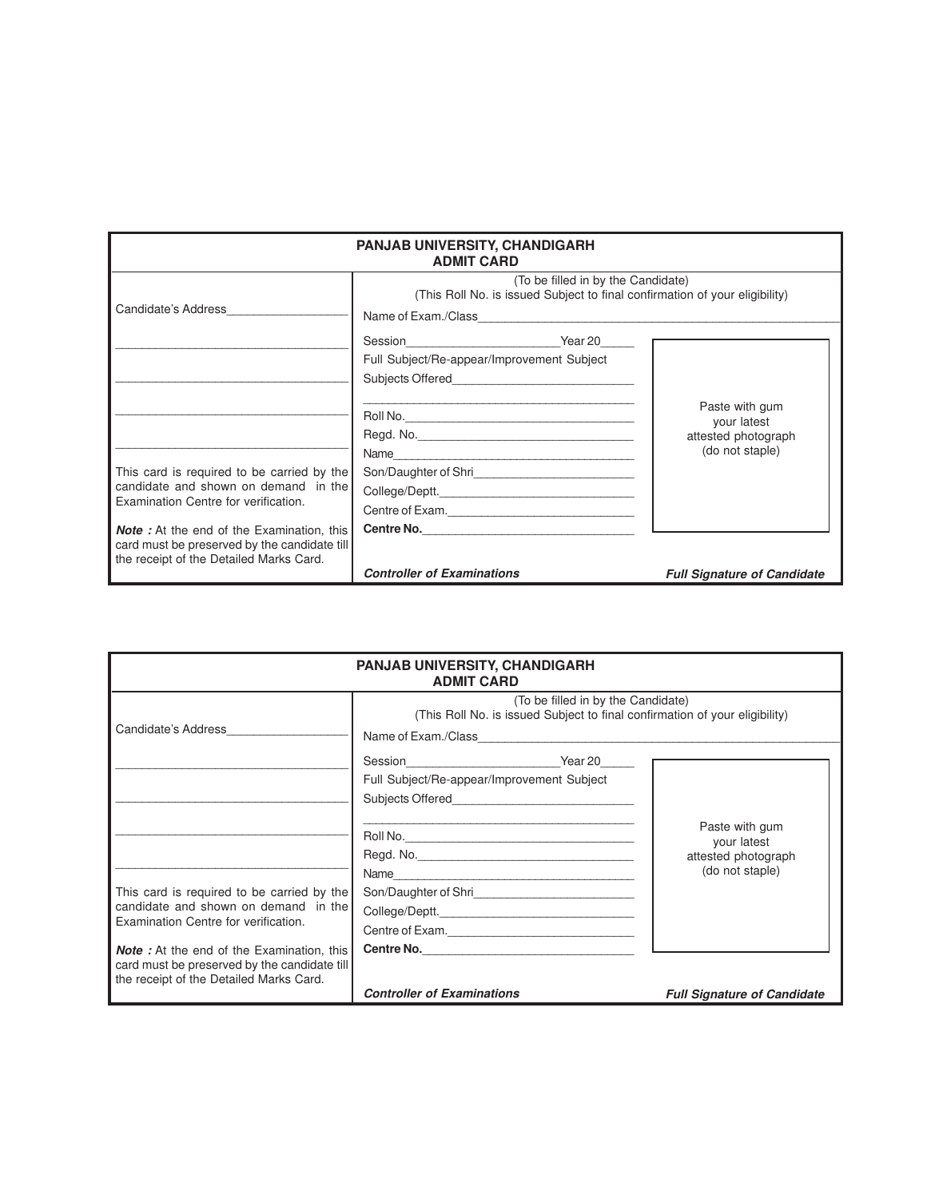**PANJAB UNIVERSITY, CHANDIGARH**
**ADMIT CARD**

(To be filled in by the Candidate)
(This Roll No. is issued Subject to final confirmation of your eligibility)

Candidate's Address__________________

___________________________________

___________________________________

___________________________________

___________________________________

This card is required to be carried by the candidate and shown on demand in the Examination Centre for verification.

***Note :*** At the end of the Examination, this card must be preserved by the candidate till the receipt of the Detailed Marks Card.

Name of Exam./Class_________________________________________________________

Session_______________________Year 20_____

Full Subject/Re-appear/Improvement Subject

Subjects Offered___________________________

___________________________________________

Roll No.___________________________________

Regd. No.__________________________________

Name______________________________________

Son/Daughter of Shri________________________

College/Deptt._____________________________

Centre of Exam.____________________________

**Centre No.**_______________________________

Paste with gum your latest attested photograph (do not staple)

***Controller of Examinations*** | ***Full Signature of Candidate***

---

**PANJAB UNIVERSITY, CHANDIGARH**
**ADMIT CARD**

(To be filled in by the Candidate)
(This Roll No. is issued Subject to final confirmation of your eligibility)

Candidate's Address__________________

___________________________________

___________________________________

___________________________________

___________________________________

This card is required to be carried by the candidate and shown on demand in the Examination Centre for verification.

***Note :*** At the end of the Examination, this card must be preserved by the candidate till the receipt of the Detailed Marks Card.

Name of Exam./Class_________________________________________________________

Session_______________________Year 20_____

Full Subject/Re-appear/Improvement Subject

Subjects Offered___________________________

___________________________________________

Roll No.___________________________________

Regd. No.__________________________________

Name______________________________________

Son/Daughter of Shri________________________

College/Deptt._____________________________

Centre of Exam.____________________________

**Centre No.**_______________________________

Paste with gum your latest attested photograph (do not staple)

***Controller of Examinations*** | ***Full Signature of Candidate***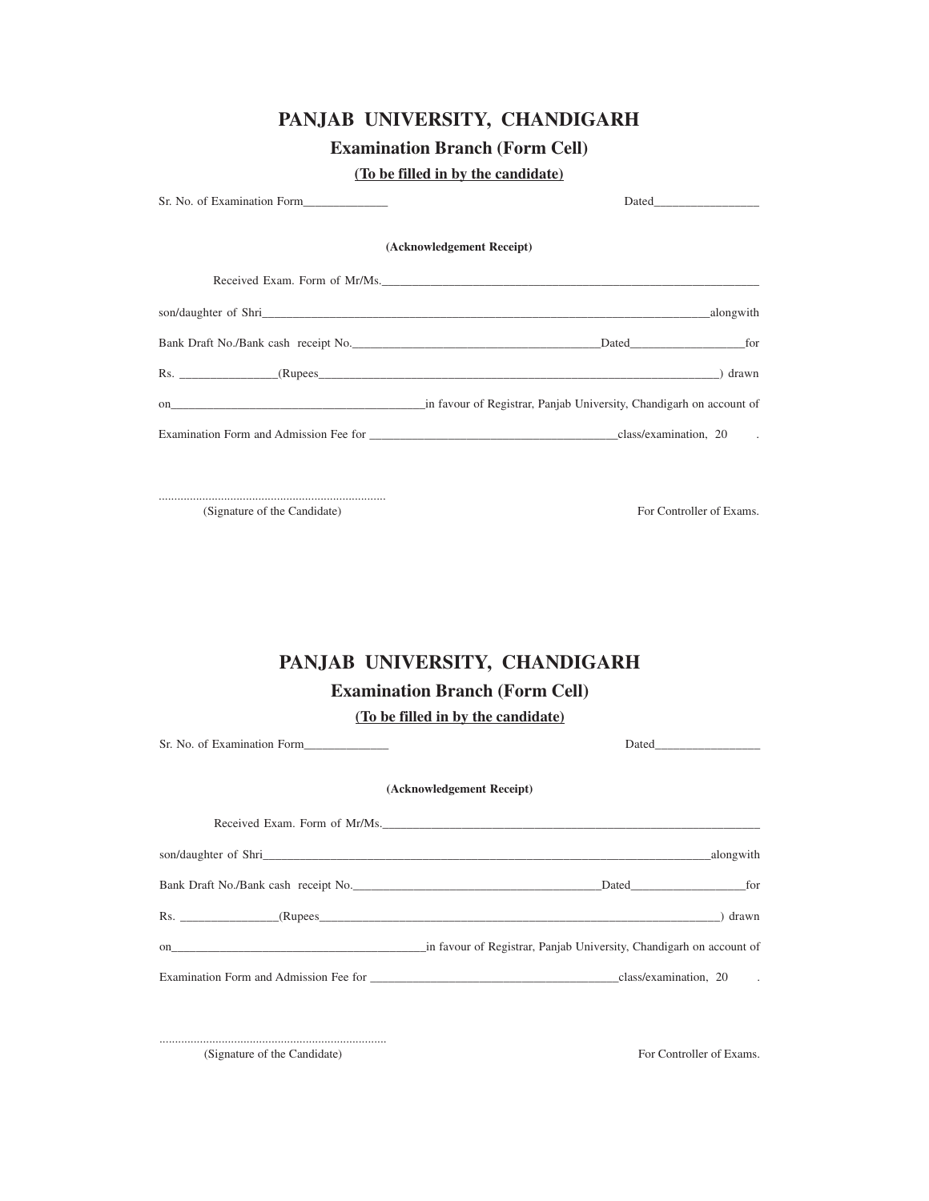# PANJAB UNIVERSITY, CHANDIGARH

## Examination Branch (Form Cell)

**(To be filled in by the candidate)**

Sr. No. of Examination Form_____________ Dated_________________

**(Acknowledgement Receipt)**

Received Exam. Form of Mr/Ms.______________________________________________________________

son/daughter of Shri__________________________________________________________________________alongwith

Bank Draft No./Bank cash receipt No.________________________________________Dated__________________for

Rs. _______________(Rupees_____________________________________________________________________) drawn

on_________________________________________in favour of Registrar, Panjab University, Chandigarh on account of

Examination Form and Admission Fee for ________________________________________class/examination, 20 .

........................................................................
(Signature of the Candidate)

For Controller of Exams.

# PANJAB UNIVERSITY, CHANDIGARH

## Examination Branch (Form Cell)

**(To be filled in by the candidate)**

Sr. No. of Examination Form_____________ Dated_________________

**(Acknowledgement Receipt)**

Received Exam. Form of Mr/Ms.______________________________________________________________

son/daughter of Shri__________________________________________________________________________alongwith

Bank Draft No./Bank cash receipt No.________________________________________Dated__________________for

Rs. _______________(Rupees_____________________________________________________________________) drawn

on_________________________________________in favour of Registrar, Panjab University, Chandigarh on account of

Examination Form and Admission Fee for ________________________________________class/examination, 20 .

........................................................................
(Signature of the Candidate)

For Controller of Exams.